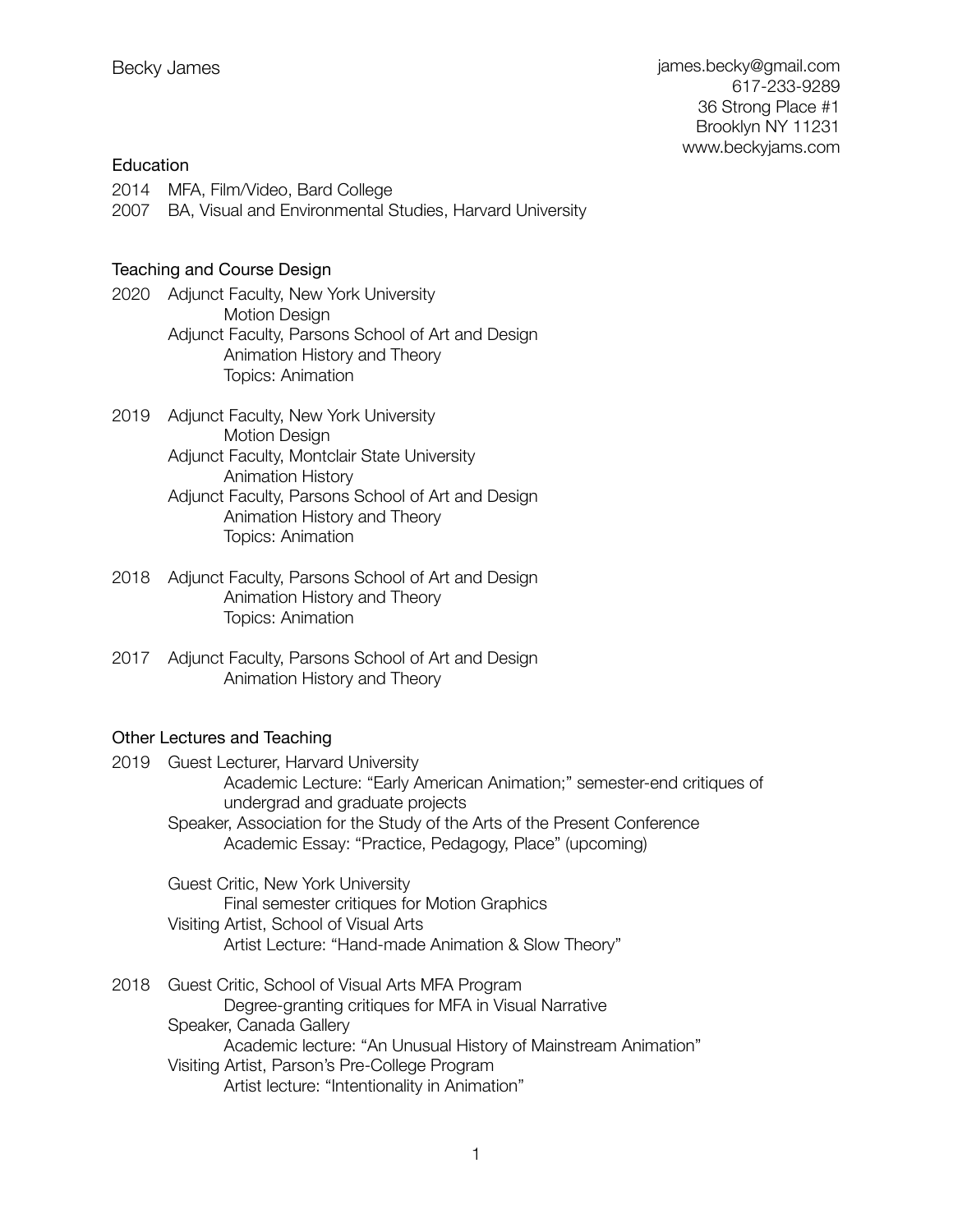# Becky James

james.becky@gmail.com
617-233-9289
36 Strong Place #1
Brooklyn NY 11231
www.beckyjams.com

## Education

2014 MFA, Film/Video, Bard College
2007 BA, Visual and Environmental Studies, Harvard University

## Teaching and Course Design

**2020**
- Adjunct Faculty, New York University
  - Motion Design
- Adjunct Faculty, Parsons School of Art and Design
  - Animation History and Theory
  - Topics: Animation

**2019**
- Adjunct Faculty, New York University
  - Motion Design
- Adjunct Faculty, Montclair State University
  - Animation History
- Adjunct Faculty, Parsons School of Art and Design
  - Animation History and Theory
  - Topics: Animation

**2018**
- Adjunct Faculty, Parsons School of Art and Design
  - Animation History and Theory
  - Topics: Animation

**2017**
- Adjunct Faculty, Parsons School of Art and Design
  - Animation History and Theory

## Other Lectures and Teaching

**2019**
- Guest Lecturer, Harvard University
  - Academic Lecture: "Early American Animation;" semester-end critiques of undergrad and graduate projects
- Speaker, Association for the Study of the Arts of the Present Conference
  - Academic Essay: "Practice, Pedagogy, Place" (upcoming)
- Guest Critic, New York University
  - Final semester critiques for Motion Graphics
- Visiting Artist, School of Visual Arts
  - Artist Lecture: "Hand-made Animation & Slow Theory"

**2018**
- Guest Critic, School of Visual Arts MFA Program
  - Degree-granting critiques for MFA in Visual Narrative
- Speaker, Canada Gallery
  - Academic lecture: "An Unusual History of Mainstream Animation"
- Visiting Artist, Parson's Pre-College Program
  - Artist lecture: "Intentionality in Animation"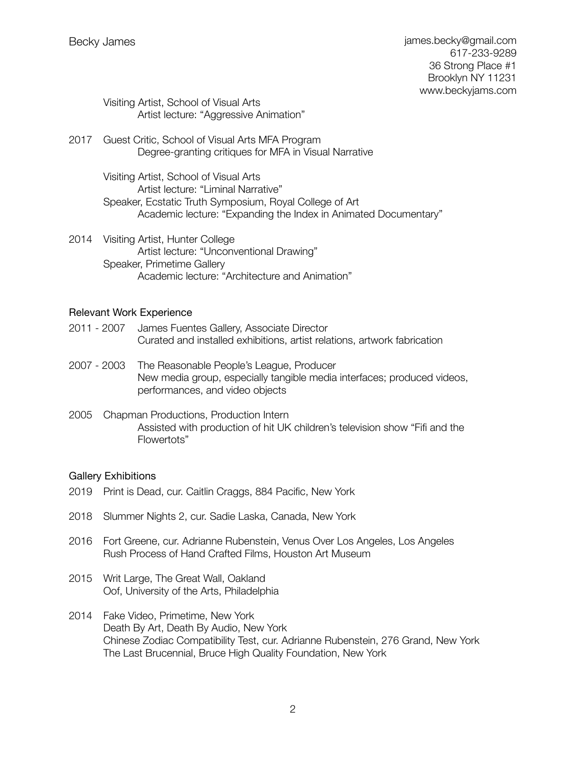Visiting Artist, School of Visual Arts
Artist lecture: “Aggressive Animation”

2017 Guest Critic, School of Visual Arts MFA Program
Degree-granting critiques for MFA in Visual Narrative

Visiting Artist, School of Visual Arts
Artist lecture: “Liminal Narrative”
Speaker, Ecstatic Truth Symposium, Royal College of Art
Academic lecture: “Expanding the Index in Animated Documentary”

2014 Visiting Artist, Hunter College
Artist lecture: “Unconventional Drawing”
Speaker, Primetime Gallery
Academic lecture: “Architecture and Animation”

## Relevant Work Experience

2011 - 2007 James Fuentes Gallery, Associate Director
Curated and installed exhibitions, artist relations, artwork fabrication

2007 - 2003 The Reasonable People’s League, Producer
New media group, especially tangible media interfaces; produced videos, performances, and video objects

2005 Chapman Productions, Production Intern
Assisted with production of hit UK children’s television show “Fifi and the Flowertots”

## Gallery Exhibitions

2019 Print is Dead, cur. Caitlin Craggs, 884 Pacific, New York

2018 Slummer Nights 2, cur. Sadie Laska, Canada, New York

2016 Fort Greene, cur. Adrianne Rubenstein, Venus Over Los Angeles, Los Angeles
Rush Process of Hand Crafted Films, Houston Art Museum

2015 Writ Large, The Great Wall, Oakland
Oof, University of the Arts, Philadelphia

2014 Fake Video, Primetime, New York
Death By Art, Death By Audio, New York
Chinese Zodiac Compatibility Test, cur. Adrianne Rubenstein, 276 Grand, New York
The Last Brucennial, Bruce High Quality Foundation, New York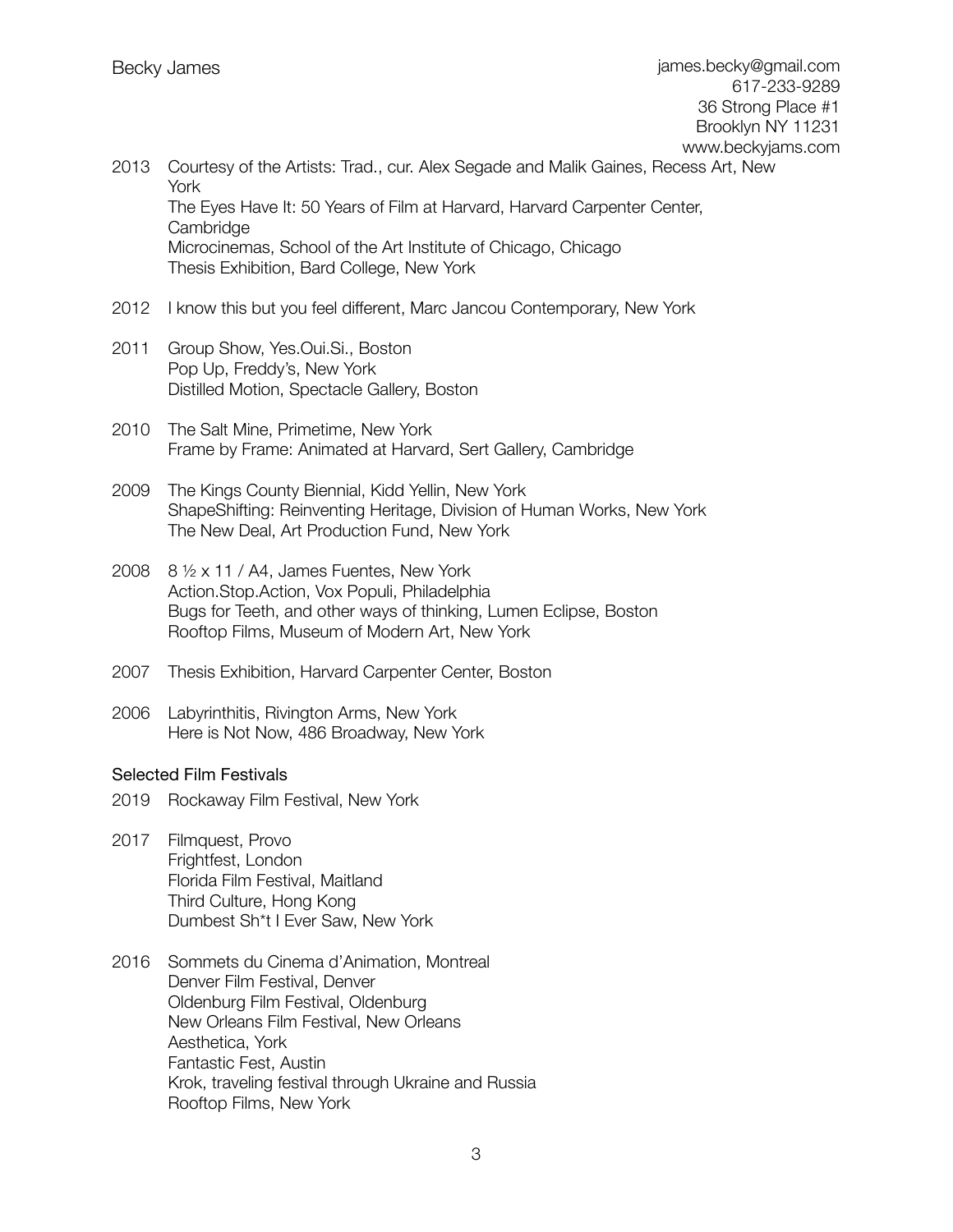2013 Courtesy of the Artists: Trad., cur. Alex Segade and Malik Gaines, Recess Art, New York
The Eyes Have It: 50 Years of Film at Harvard, Harvard Carpenter Center, Cambridge
Microcinemas, School of the Art Institute of Chicago, Chicago
Thesis Exhibition, Bard College, New York

2012 I know this but you feel different, Marc Jancou Contemporary, New York

2011 Group Show, Yes.Oui.Si., Boston
Pop Up, Freddy's, New York
Distilled Motion, Spectacle Gallery, Boston

2010 The Salt Mine, Primetime, New York
Frame by Frame: Animated at Harvard, Sert Gallery, Cambridge

2009 The Kings County Biennial, Kidd Yellin, New York
ShapeShifting: Reinventing Heritage, Division of Human Works, New York
The New Deal, Art Production Fund, New York

2008 8 ½ x 11 / A4, James Fuentes, New York
Action.Stop.Action, Vox Populi, Philadelphia
Bugs for Teeth, and other ways of thinking, Lumen Eclipse, Boston
Rooftop Films, Museum of Modern Art, New York

2007 Thesis Exhibition, Harvard Carpenter Center, Boston

2006 Labyrinthitis, Rivington Arms, New York
Here is Not Now, 486 Broadway, New York

## Selected Film Festivals

2019 Rockaway Film Festival, New York

2017 Filmquest, Provo
Frightfest, London
Florida Film Festival, Maitland
Third Culture, Hong Kong
Dumbest Sh*t I Ever Saw, New York

2016 Sommets du Cinema d'Animation, Montreal
Denver Film Festival, Denver
Oldenburg Film Festival, Oldenburg
New Orleans Film Festival, New Orleans
Aesthetica, York
Fantastic Fest, Austin
Krok, traveling festival through Ukraine and Russia
Rooftop Films, New York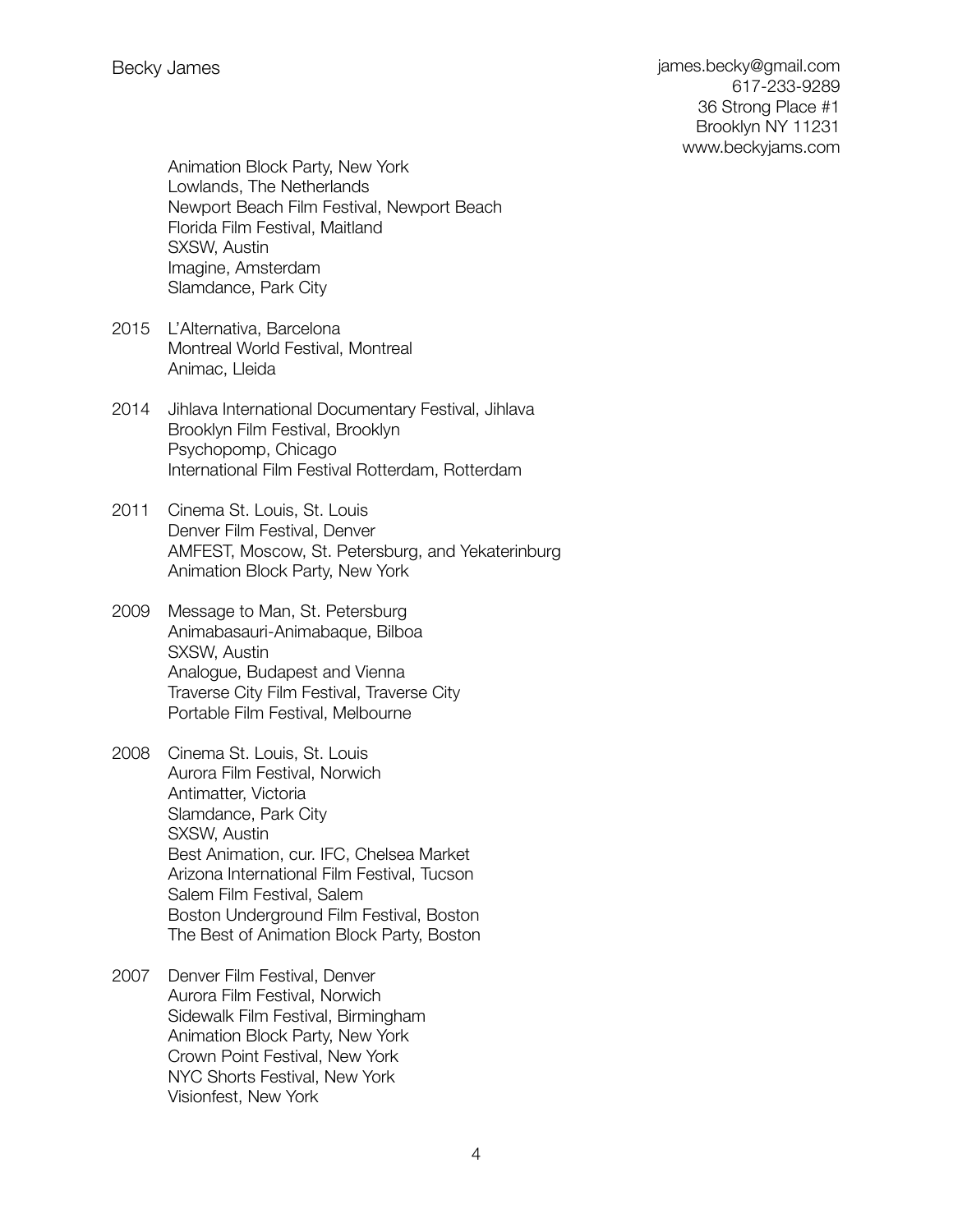Animation Block Party, New York
Lowlands, The Netherlands
Newport Beach Film Festival, Newport Beach
Florida Film Festival, Maitland
SXSW, Austin
Imagine, Amsterdam
Slamdance, Park City

2015 L'Alternativa, Barcelona
Montreal World Festival, Montreal
Animac, Lleida

2014 Jihlava International Documentary Festival, Jihlava
Brooklyn Film Festival, Brooklyn
Psychopomp, Chicago
International Film Festival Rotterdam, Rotterdam

2011 Cinema St. Louis, St. Louis
Denver Film Festival, Denver
AMFEST, Moscow, St. Petersburg, and Yekaterinburg
Animation Block Party, New York

2009 Message to Man, St. Petersburg
Animabasauri-Animabaque, Bilboa
SXSW, Austin
Analogue, Budapest and Vienna
Traverse City Film Festival, Traverse City
Portable Film Festival, Melbourne

2008 Cinema St. Louis, St. Louis
Aurora Film Festival, Norwich
Antimatter, Victoria
Slamdance, Park City
SXSW, Austin
Best Animation, cur. IFC, Chelsea Market
Arizona International Film Festival, Tucson
Salem Film Festival, Salem
Boston Underground Film Festival, Boston
The Best of Animation Block Party, Boston

2007 Denver Film Festival, Denver
Aurora Film Festival, Norwich
Sidewalk Film Festival, Birmingham
Animation Block Party, New York
Crown Point Festival, New York
NYC Shorts Festival, New York
Visionfest, New York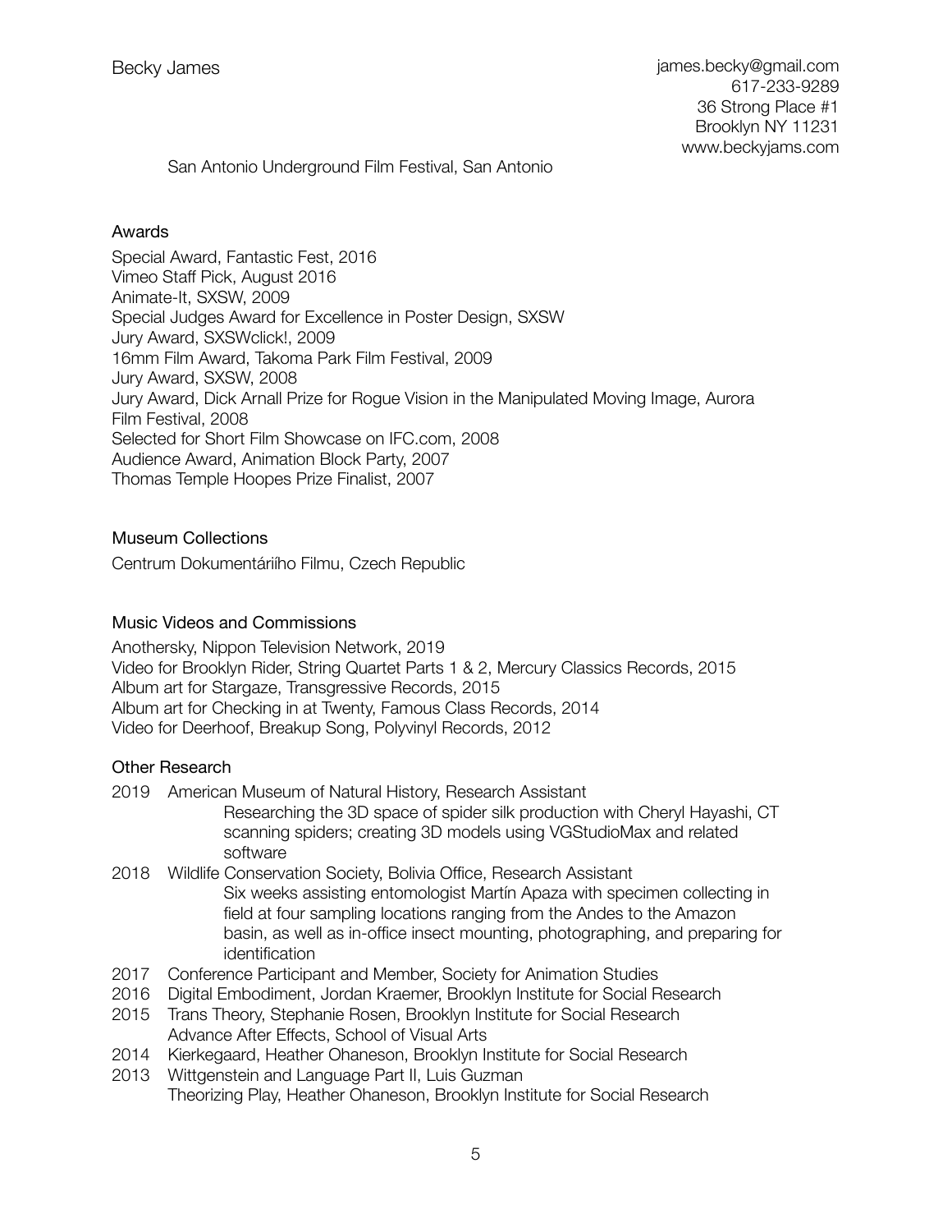San Antonio Underground Film Festival, San Antonio

## Awards

Special Award, Fantastic Fest, 2016
Vimeo Staff Pick, August 2016
Animate-It, SXSW, 2009
Special Judges Award for Excellence in Poster Design, SXSW
Jury Award, SXSWclick!, 2009
16mm Film Award, Takoma Park Film Festival, 2009
Jury Award, SXSW, 2008
Jury Award, Dick Arnall Prize for Rogue Vision in the Manipulated Moving Image, Aurora Film Festival, 2008
Selected for Short Film Showcase on IFC.com, 2008
Audience Award, Animation Block Party, 2007
Thomas Temple Hoopes Prize Finalist, 2007

## Museum Collections

Centrum Dokumentáriího Filmu, Czech Republic

## Music Videos and Commissions

Anothersky, Nippon Television Network, 2019
Video for Brooklyn Rider, String Quartet Parts 1 & 2, Mercury Classics Records, 2015
Album art for Stargaze, Transgressive Records, 2015
Album art for Checking in at Twenty, Famous Class Records, 2014
Video for Deerhoof, Breakup Song, Polyvinyl Records, 2012

## Other Research

2019 American Museum of Natural History, Research Assistant
Researching the 3D space of spider silk production with Cheryl Hayashi, CT scanning spiders; creating 3D models using VGStudioMax and related software

2018 Wildlife Conservation Society, Bolivia Office, Research Assistant
Six weeks assisting entomologist Martín Apaza with specimen collecting in field at four sampling locations ranging from the Andes to the Amazon basin, as well as in-office insect mounting, photographing, and preparing for identification

2017 Conference Participant and Member, Society for Animation Studies

2016 Digital Embodiment, Jordan Kraemer, Brooklyn Institute for Social Research

2015 Trans Theory, Stephanie Rosen, Brooklyn Institute for Social Research
Advance After Effects, School of Visual Arts

2014 Kierkegaard, Heather Ohaneson, Brooklyn Institute for Social Research

2013 Wittgenstein and Language Part II, Luis Guzman
Theorizing Play, Heather Ohaneson, Brooklyn Institute for Social Research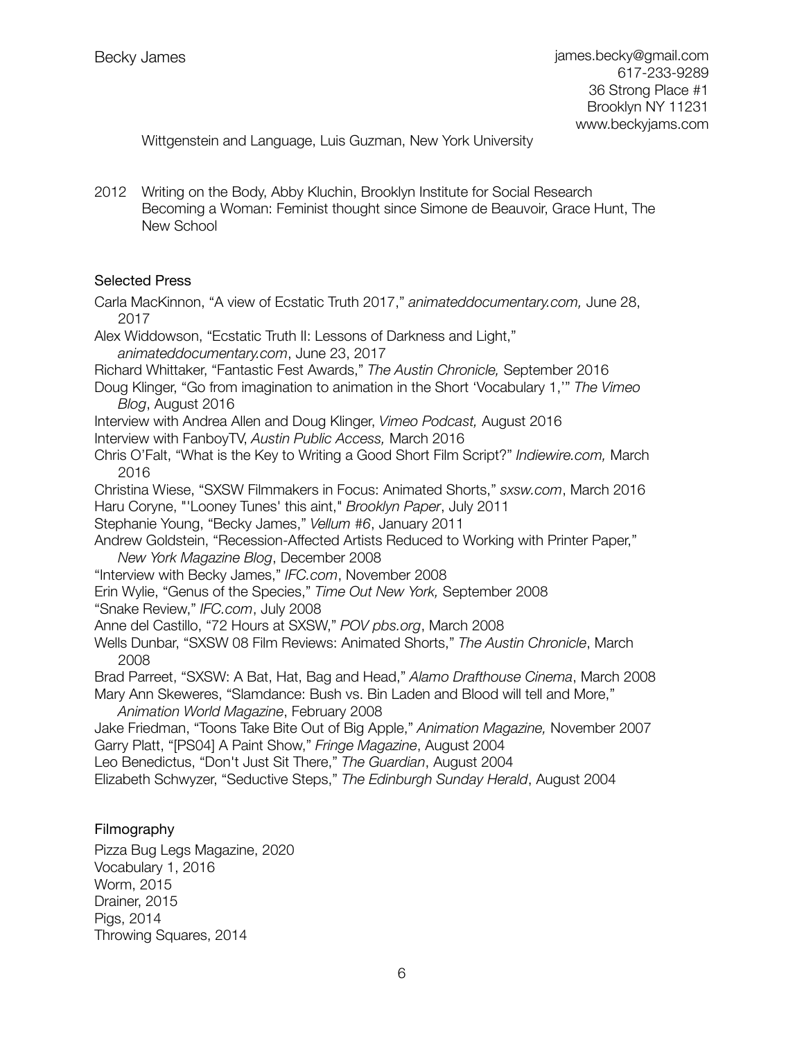Wittgenstein and Language, Luis Guzman, New York University

2012 Writing on the Body, Abby Kluchin, Brooklyn Institute for Social Research
Becoming a Woman: Feminist thought since Simone de Beauvoir, Grace Hunt, The New School

## Selected Press

Carla MacKinnon, "A view of Ecstatic Truth 2017," *animateddocumentary.com,* June 28, 2017
Alex Widdowson, "Ecstatic Truth II: Lessons of Darkness and Light," *animateddocumentary.com*, June 23, 2017
Richard Whittaker, "Fantastic Fest Awards," *The Austin Chronicle,* September 2016
Doug Klinger, "Go from imagination to animation in the Short 'Vocabulary 1,'" *The Vimeo Blog*, August 2016
Interview with Andrea Allen and Doug Klinger, *Vimeo Podcast,* August 2016
Interview with FanboyTV, *Austin Public Access,* March 2016
Chris O'Falt, "What is the Key to Writing a Good Short Film Script?" *Indiewire.com,* March 2016
Christina Wiese, "SXSW Filmmakers in Focus: Animated Shorts," *sxsw.com*, March 2016
Haru Coryne, "'Looney Tunes' this aint," *Brooklyn Paper*, July 2011
Stephanie Young, "Becky James," *Vellum #6*, January 2011
Andrew Goldstein, "Recession-Affected Artists Reduced to Working with Printer Paper," *New York Magazine Blog*, December 2008
"Interview with Becky James," *IFC.com*, November 2008
Erin Wylie, "Genus of the Species," *Time Out New York,* September 2008
"Snake Review," *IFC.com*, July 2008
Anne del Castillo, "72 Hours at SXSW," *POV pbs.org*, March 2008
Wells Dunbar, "SXSW 08 Film Reviews: Animated Shorts," *The Austin Chronicle*, March 2008
Brad Parreet, "SXSW: A Bat, Hat, Bag and Head," *Alamo Drafthouse Cinema*, March 2008
Mary Ann Skeweres, "Slamdance: Bush vs. Bin Laden and Blood will tell and More," *Animation World Magazine*, February 2008
Jake Friedman, "Toons Take Bite Out of Big Apple," *Animation Magazine,* November 2007
Garry Platt, "[PS04] A Paint Show," *Fringe Magazine*, August 2004
Leo Benedictus, "Don't Just Sit There," *The Guardian*, August 2004
Elizabeth Schwyzer, "Seductive Steps," *The Edinburgh Sunday Herald*, August 2004

## Filmography

Pizza Bug Legs Magazine, 2020
Vocabulary 1, 2016
Worm, 2015
Drainer, 2015
Pigs, 2014
Throwing Squares, 2014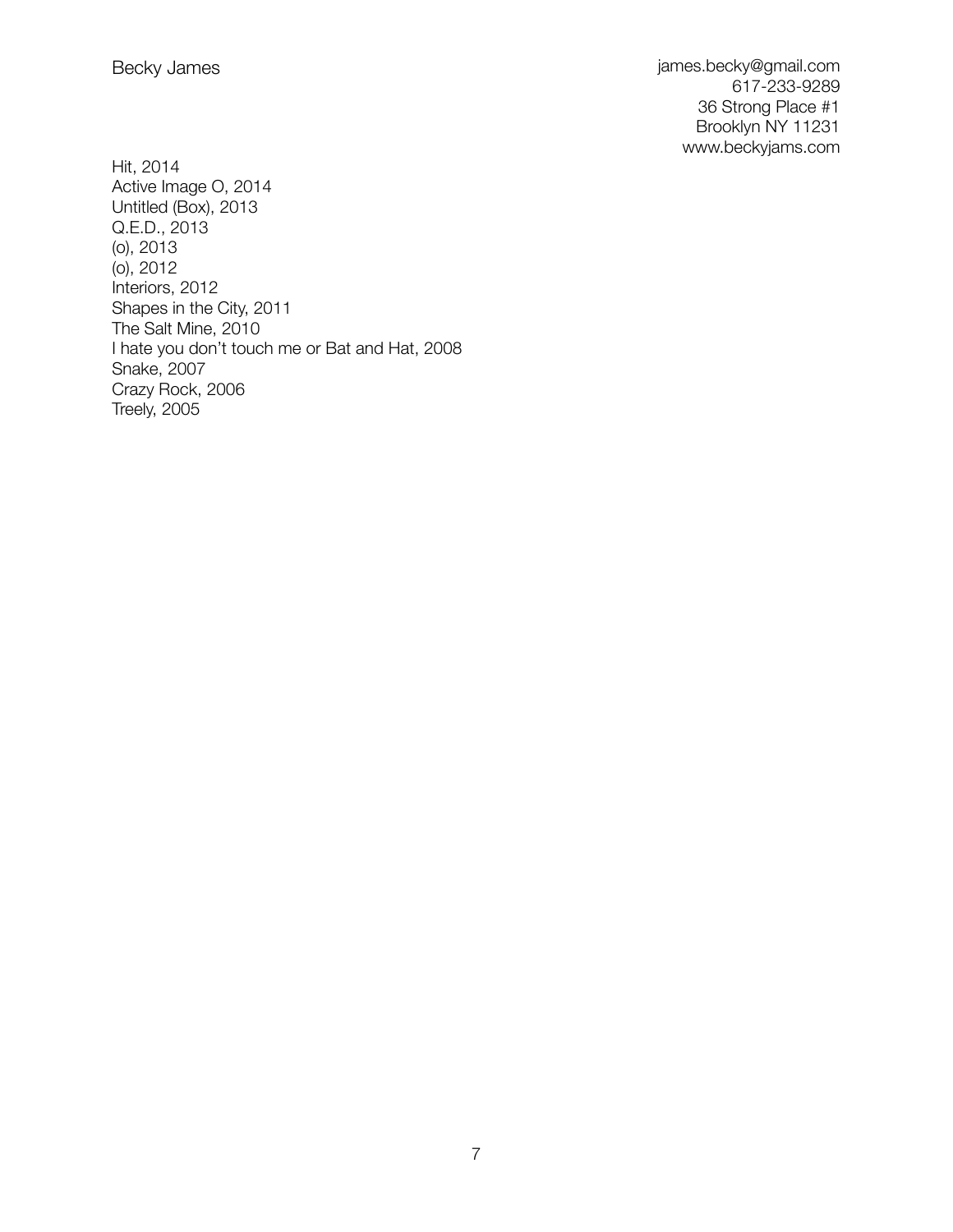Becky James

james.becky@gmail.com
617-233-9289
36 Strong Place #1
Brooklyn NY 11231
www.beckyjams.com

Hit, 2014
Active Image O, 2014
Untitled (Box), 2013
Q.E.D., 2013
(o), 2013
(o), 2012
Interiors, 2012
Shapes in the City, 2011
The Salt Mine, 2010
I hate you don't touch me or Bat and Hat, 2008
Snake, 2007
Crazy Rock, 2006
Treely, 2005